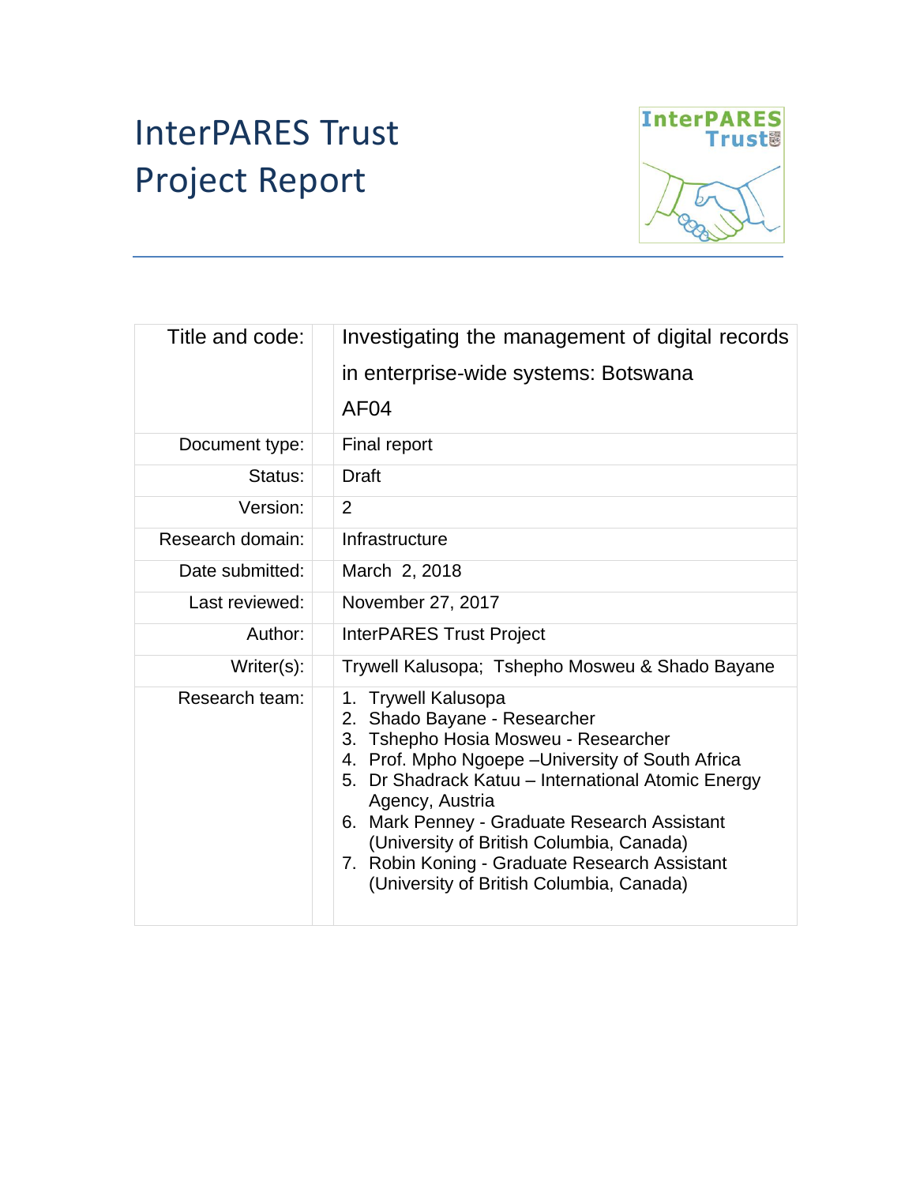# InterPARES Trust Project Report

| | |
|---|---|
| Title and code: | Investigating the management of digital records in enterprise-wide systems: Botswana AF04 |
| Document type: | Final report |
| Status: | Draft |
| Version: | 2 |
| Research domain: | Infrastructure |
| Date submitted: | March 2, 2018 |
| Last reviewed: | November 27, 2017 |
| Author: | InterPARES Trust Project |
| Writer(s): | Trywell Kalusopa; Tshepho Mosweu & Shado Bayane |
| Research team: | 1. Trywell Kalusopa<br>2. Shado Bayane - Researcher<br>3. Tshepho Hosia Mosweu - Researcher<br>4. Prof. Mpho Ngoepe –University of South Africa<br>5. Dr Shadrack Katuu – International Atomic Energy Agency, Austria<br>6. Mark Penney - Graduate Research Assistant (University of British Columbia, Canada)<br>7. Robin Koning - Graduate Research Assistant (University of British Columbia, Canada) |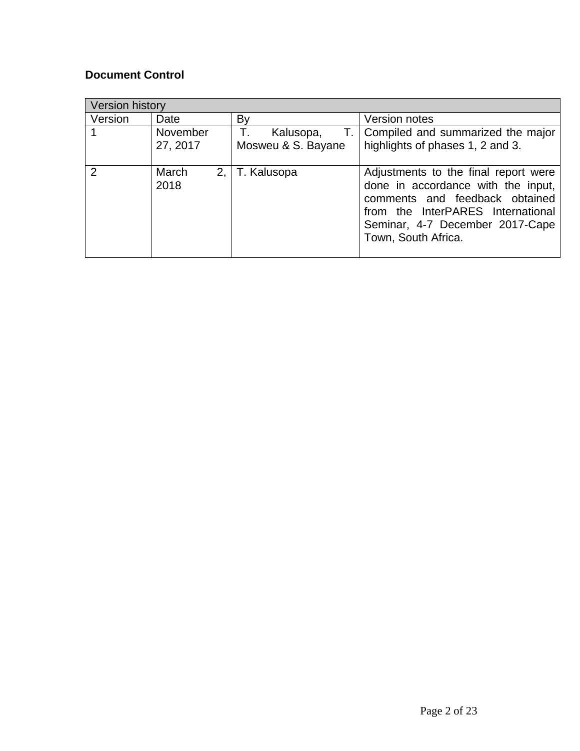**Document Control**

| Version history | | | |
|---|---|---|---|
| Version | Date | By | Version notes |
| 1 | November 27, 2017 | T. Kalusopa, T. Mosweu & S. Bayane | Compiled and summarized the major highlights of phases 1, 2 and 3. |
| 2 | March 2, 2018 | T. Kalusopa | Adjustments to the final report were done in accordance with the input, comments and feedback obtained from the InterPARES International Seminar, 4-7 December 2017-Cape Town, South Africa. |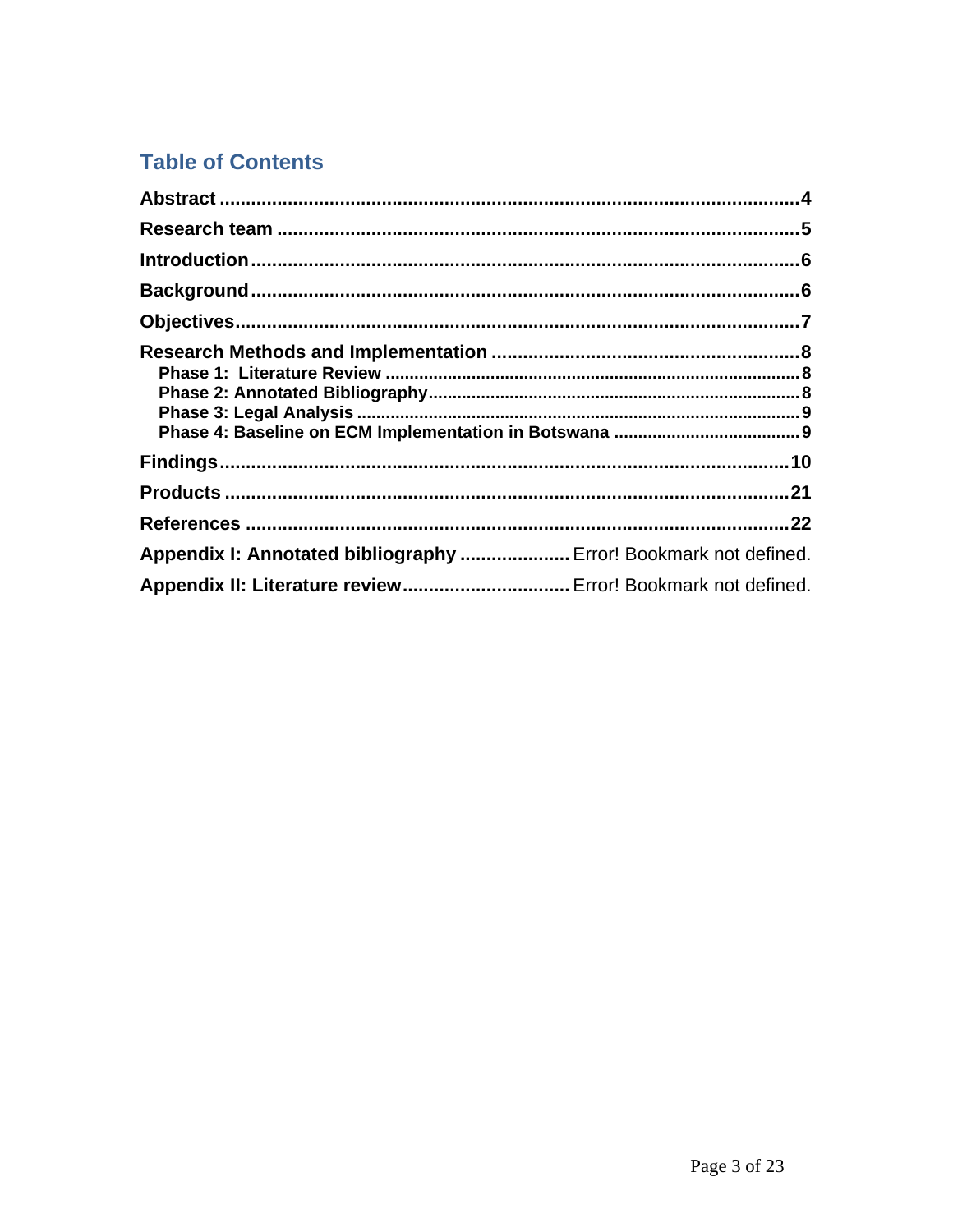## Table of Contents

**Abstract** ............................................................................................................4

**Research team** ...................................................................................................5

**Introduction** .........................................................................................................6

**Background** .........................................................................................................6

**Objectives** ............................................................................................................7

**Research Methods and Implementation** ...........................................................8

- **Phase 1: Literature Review** ..........................................................................8
- **Phase 2: Annotated Bibliography** ...............................................................8
- **Phase 3: Legal Analysis** ..............................................................................9
- **Phase 4: Baseline on ECM Implementation in Botswana** ..........................9

**Findings** ..............................................................................................................10

**Products** ..............................................................................................................21

**References** ..........................................................................................................22

**Appendix I: Annotated bibliography** ..................... Error! Bookmark not defined.

**Appendix II: Literature review** ............................... Error! Bookmark not defined.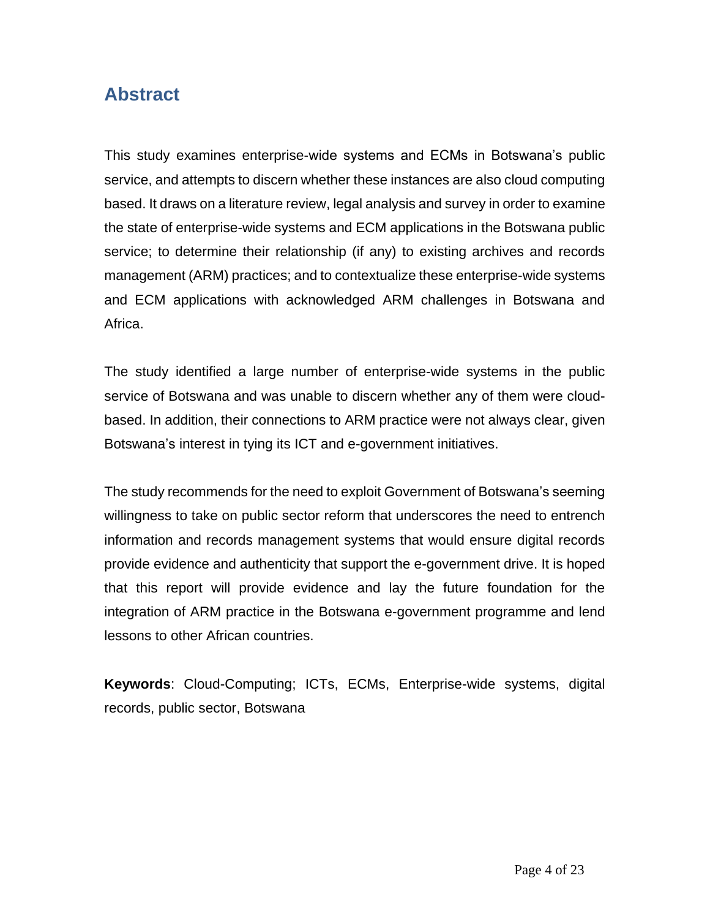## Abstract

This study examines enterprise-wide systems and ECMs in Botswana's public service, and attempts to discern whether these instances are also cloud computing based. It draws on a literature review, legal analysis and survey in order to examine the state of enterprise-wide systems and ECM applications in the Botswana public service; to determine their relationship (if any) to existing archives and records management (ARM) practices; and to contextualize these enterprise-wide systems and ECM applications with acknowledged ARM challenges in Botswana and Africa.

The study identified a large number of enterprise-wide systems in the public service of Botswana and was unable to discern whether any of them were cloud-based. In addition, their connections to ARM practice were not always clear, given Botswana's interest in tying its ICT and e-government initiatives.

The study recommends for the need to exploit Government of Botswana's seeming willingness to take on public sector reform that underscores the need to entrench information and records management systems that would ensure digital records provide evidence and authenticity that support the e-government drive. It is hoped that this report will provide evidence and lay the future foundation for the integration of ARM practice in the Botswana e-government programme and lend lessons to other African countries.

**Keywords**: Cloud-Computing; ICTs, ECMs, Enterprise-wide systems, digital records, public sector, Botswana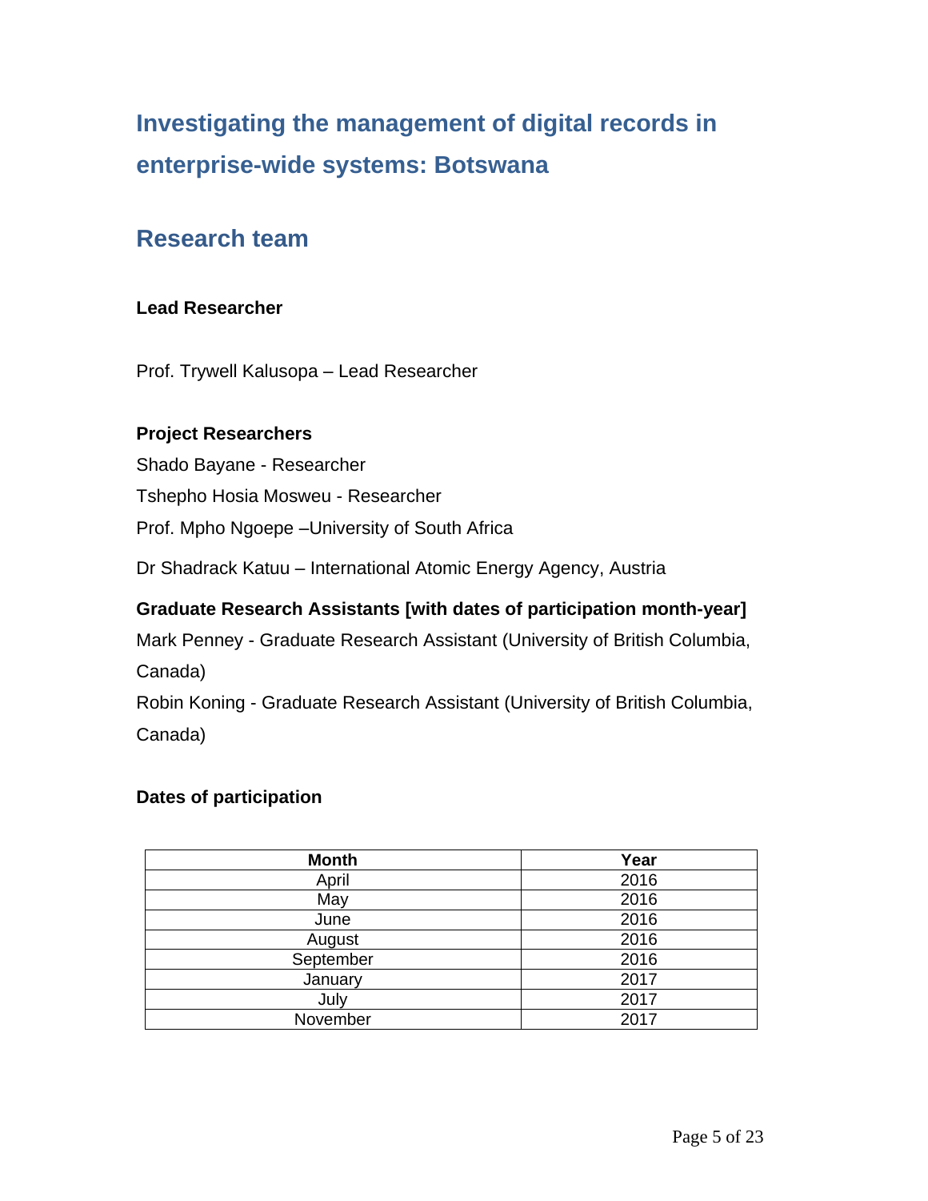# Investigating the management of digital records in enterprise-wide systems: Botswana

## Research team

**Lead Researcher**

Prof. Trywell Kalusopa – Lead Researcher

**Project Researchers**

Shado Bayane - Researcher

Tshepho Hosia Mosweu - Researcher

Prof. Mpho Ngoepe –University of South Africa

Dr Shadrack Katuu – International Atomic Energy Agency, Austria

**Graduate Research Assistants [with dates of participation month-year]**

Mark Penney - Graduate Research Assistant (University of British Columbia, Canada)

Robin Koning - Graduate Research Assistant (University of British Columbia, Canada)

**Dates of participation**

| Month | Year |
|---|---|
| April | 2016 |
| May | 2016 |
| June | 2016 |
| August | 2016 |
| September | 2016 |
| January | 2017 |
| July | 2017 |
| November | 2017 |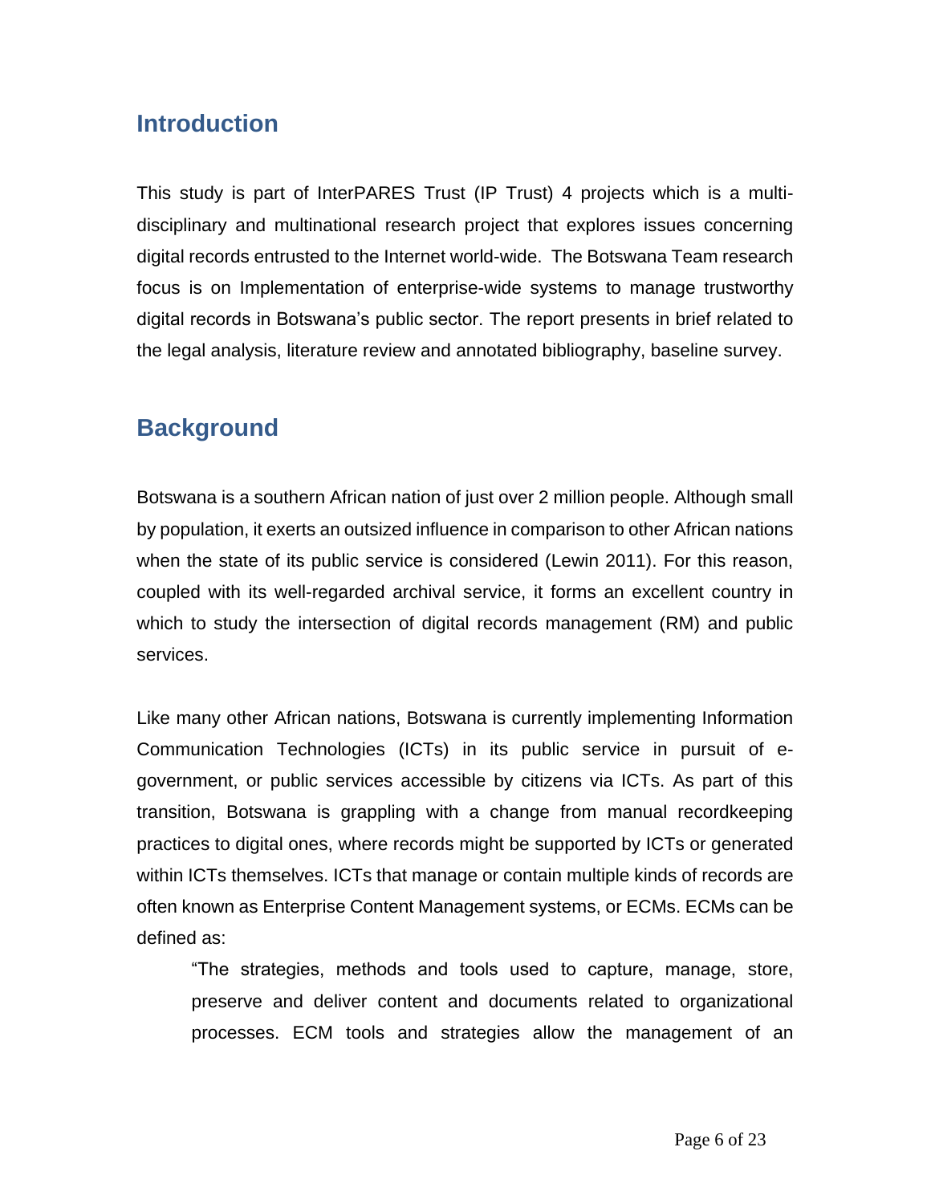## Introduction

This study is part of InterPARES Trust (IP Trust) 4 projects which is a multi-disciplinary and multinational research project that explores issues concerning digital records entrusted to the Internet world-wide. The Botswana Team research focus is on Implementation of enterprise-wide systems to manage trustworthy digital records in Botswana's public sector. The report presents in brief related to the legal analysis, literature review and annotated bibliography, baseline survey.

## Background

Botswana is a southern African nation of just over 2 million people. Although small by population, it exerts an outsized influence in comparison to other African nations when the state of its public service is considered (Lewin 2011). For this reason, coupled with its well-regarded archival service, it forms an excellent country in which to study the intersection of digital records management (RM) and public services.

Like many other African nations, Botswana is currently implementing Information Communication Technologies (ICTs) in its public service in pursuit of e-government, or public services accessible by citizens via ICTs. As part of this transition, Botswana is grappling with a change from manual recordkeeping practices to digital ones, where records might be supported by ICTs or generated within ICTs themselves. ICTs that manage or contain multiple kinds of records are often known as Enterprise Content Management systems, or ECMs. ECMs can be defined as:

> "The strategies, methods and tools used to capture, manage, store, preserve and deliver content and documents related to organizational processes. ECM tools and strategies allow the management of an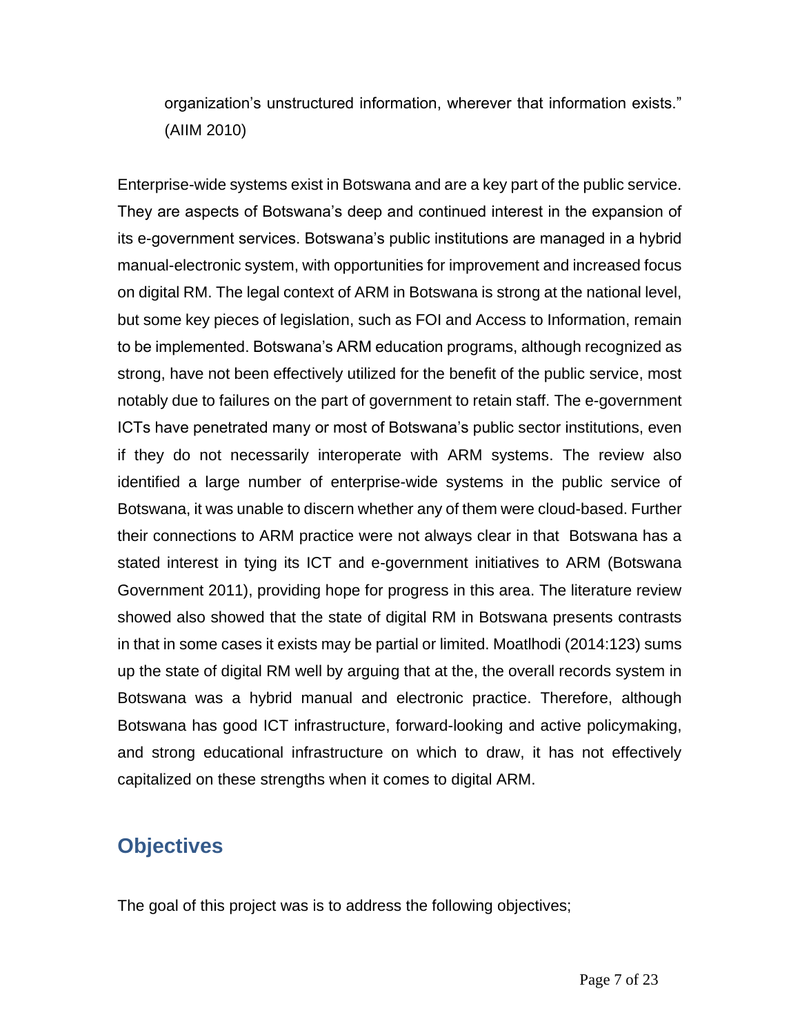organization's unstructured information, wherever that information exists." (AIIM 2010)

Enterprise-wide systems exist in Botswana and are a key part of the public service. They are aspects of Botswana's deep and continued interest in the expansion of its e-government services. Botswana's public institutions are managed in a hybrid manual-electronic system, with opportunities for improvement and increased focus on digital RM. The legal context of ARM in Botswana is strong at the national level, but some key pieces of legislation, such as FOI and Access to Information, remain to be implemented. Botswana's ARM education programs, although recognized as strong, have not been effectively utilized for the benefit of the public service, most notably due to failures on the part of government to retain staff. The e-government ICTs have penetrated many or most of Botswana's public sector institutions, even if they do not necessarily interoperate with ARM systems. The review also identified a large number of enterprise-wide systems in the public service of Botswana, it was unable to discern whether any of them were cloud-based. Further their connections to ARM practice were not always clear in that Botswana has a stated interest in tying its ICT and e-government initiatives to ARM (Botswana Government 2011), providing hope for progress in this area. The literature review showed also showed that the state of digital RM in Botswana presents contrasts in that in some cases it exists may be partial or limited. Moatlhodi (2014:123) sums up the state of digital RM well by arguing that at the, the overall records system in Botswana was a hybrid manual and electronic practice. Therefore, although Botswana has good ICT infrastructure, forward-looking and active policymaking, and strong educational infrastructure on which to draw, it has not effectively capitalized on these strengths when it comes to digital ARM.

## Objectives

The goal of this project was is to address the following objectives;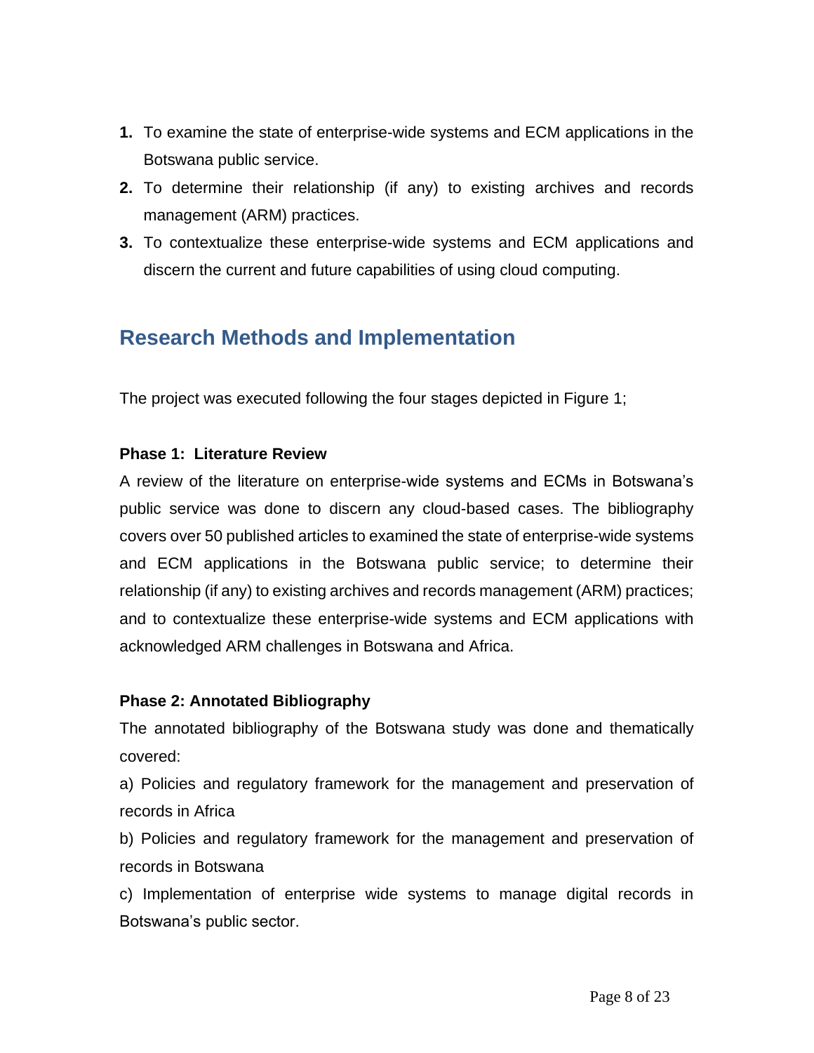1. To examine the state of enterprise-wide systems and ECM applications in the Botswana public service.
2. To determine their relationship (if any) to existing archives and records management (ARM) practices.
3. To contextualize these enterprise-wide systems and ECM applications and discern the current and future capabilities of using cloud computing.

## Research Methods and Implementation

The project was executed following the four stages depicted in Figure 1;

**Phase 1: Literature Review**

A review of the literature on enterprise-wide systems and ECMs in Botswana's public service was done to discern any cloud-based cases. The bibliography covers over 50 published articles to examined the state of enterprise-wide systems and ECM applications in the Botswana public service; to determine their relationship (if any) to existing archives and records management (ARM) practices; and to contextualize these enterprise-wide systems and ECM applications with acknowledged ARM challenges in Botswana and Africa.

**Phase 2: Annotated Bibliography**

The annotated bibliography of the Botswana study was done and thematically covered:

a) Policies and regulatory framework for the management and preservation of records in Africa

b) Policies and regulatory framework for the management and preservation of records in Botswana

c) Implementation of enterprise wide systems to manage digital records in Botswana's public sector.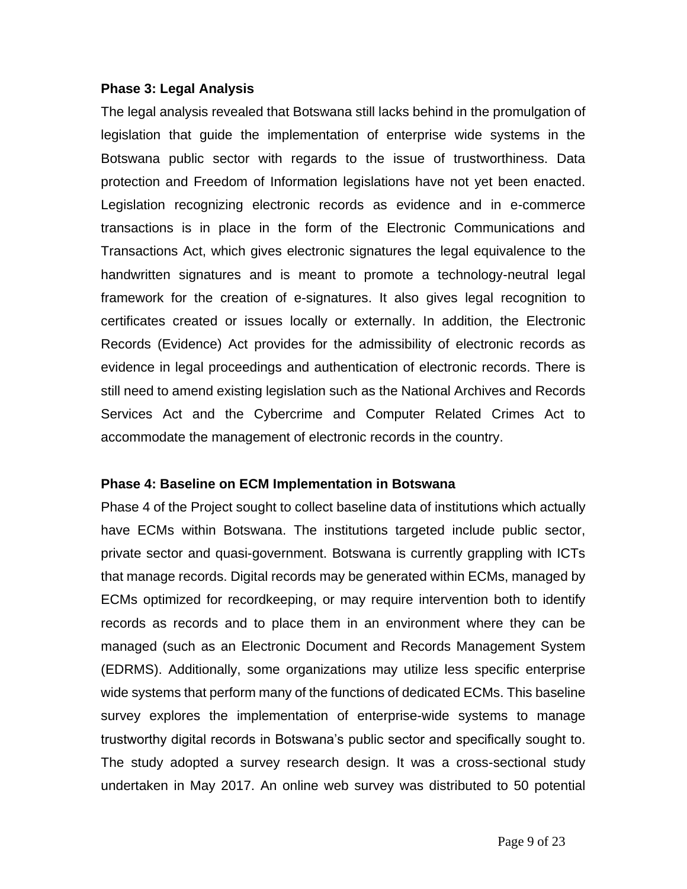**Phase 3: Legal Analysis**

The legal analysis revealed that Botswana still lacks behind in the promulgation of legislation that guide the implementation of enterprise wide systems in the Botswana public sector with regards to the issue of trustworthiness. Data protection and Freedom of Information legislations have not yet been enacted. Legislation recognizing electronic records as evidence and in e-commerce transactions is in place in the form of the Electronic Communications and Transactions Act, which gives electronic signatures the legal equivalence to the handwritten signatures and is meant to promote a technology-neutral legal framework for the creation of e-signatures. It also gives legal recognition to certificates created or issues locally or externally. In addition, the Electronic Records (Evidence) Act provides for the admissibility of electronic records as evidence in legal proceedings and authentication of electronic records. There is still need to amend existing legislation such as the National Archives and Records Services Act and the Cybercrime and Computer Related Crimes Act to accommodate the management of electronic records in the country.

**Phase 4: Baseline on ECM Implementation in Botswana**

Phase 4 of the Project sought to collect baseline data of institutions which actually have ECMs within Botswana. The institutions targeted include public sector, private sector and quasi-government. Botswana is currently grappling with ICTs that manage records. Digital records may be generated within ECMs, managed by ECMs optimized for recordkeeping, or may require intervention both to identify records as records and to place them in an environment where they can be managed (such as an Electronic Document and Records Management System (EDRMS). Additionally, some organizations may utilize less specific enterprise wide systems that perform many of the functions of dedicated ECMs. This baseline survey explores the implementation of enterprise-wide systems to manage trustworthy digital records in Botswana's public sector and specifically sought to. The study adopted a survey research design. It was a cross-sectional study undertaken in May 2017. An online web survey was distributed to 50 potential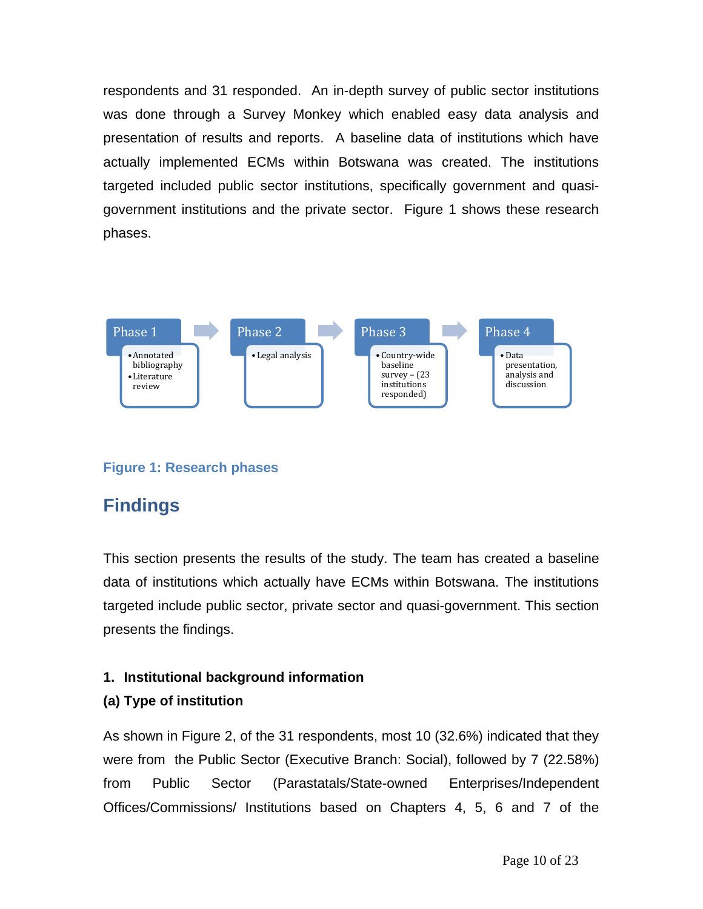respondents and 31 responded. An in-depth survey of public sector institutions was done through a Survey Monkey which enabled easy data analysis and presentation of results and reports. A baseline data of institutions which have actually implemented ECMs within Botswana was created. The institutions targeted included public sector institutions, specifically government and quasi-government institutions and the private sector. Figure 1 shows these research phases.

**Phase 1** → **Phase 2** → **Phase 3** → **Phase 4**

- **Phase 1**
  - Annotated bibliography
  - Literature review
- **Phase 2**
  - Legal analysis
- **Phase 3**
  - Country-wide baseline survey – (23 institutions responded)
- **Phase 4**
  - Data presentation, analysis and discussion

Figure 1: Research phases

## Findings

This section presents the results of the study. The team has created a baseline data of institutions which actually have ECMs within Botswana. The institutions targeted include public sector, private sector and quasi-government. This section presents the findings.

### 1. Institutional background information

#### (a) Type of institution

As shown in Figure 2, of the 31 respondents, most 10 (32.6%) indicated that they were from the Public Sector (Executive Branch: Social), followed by 7 (22.58%) from Public Sector (Parastatals/State-owned Enterprises/Independent Offices/Commissions/ Institutions based on Chapters 4, 5, 6 and 7 of the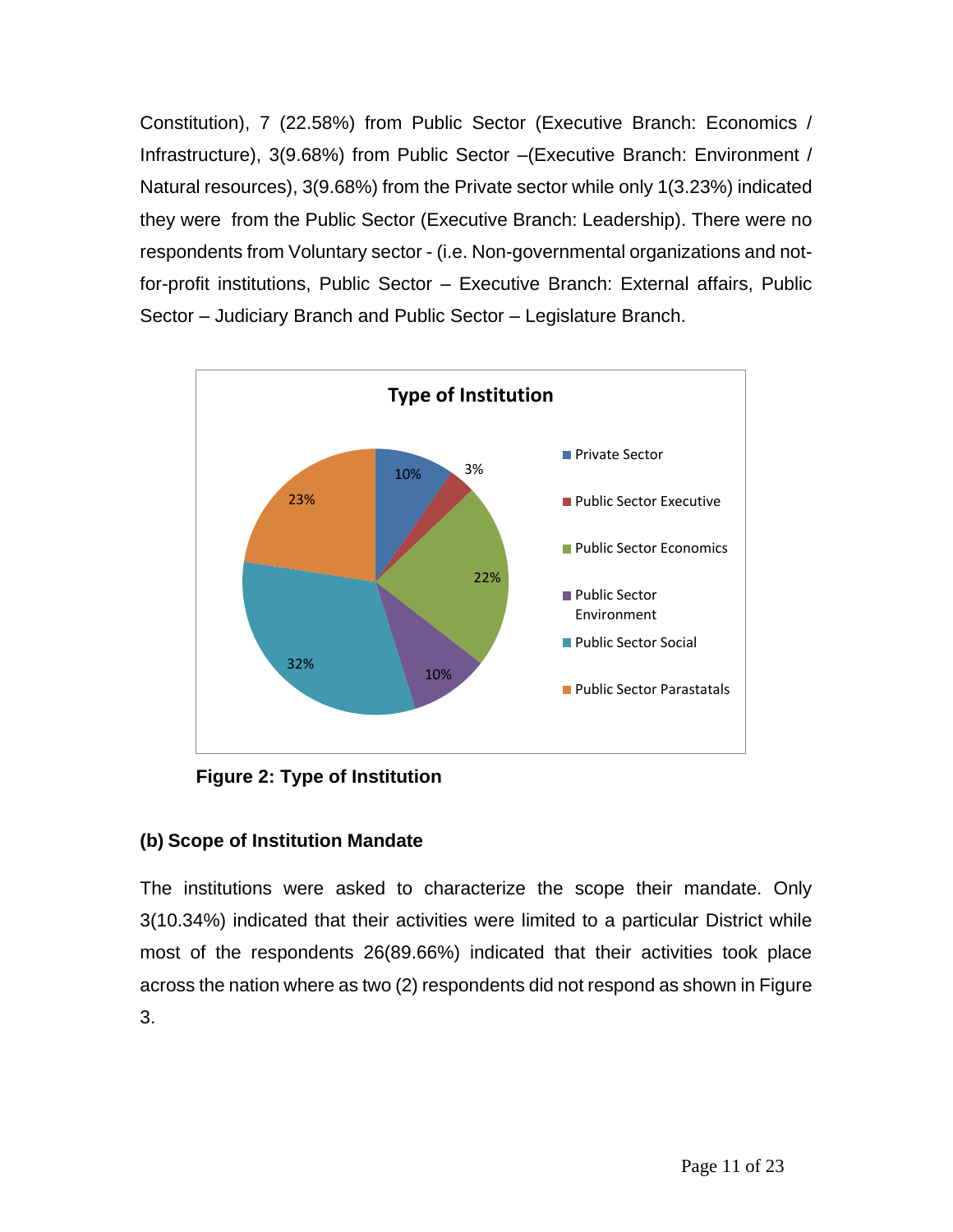Constitution), 7 (22.58%) from Public Sector (Executive Branch: Economics / Infrastructure), 3(9.68%) from Public Sector –(Executive Branch: Environment / Natural resources), 3(9.68%) from the Private sector while only 1(3.23%) indicated they were from the Public Sector (Executive Branch: Leadership). There were no respondents from Voluntary sector - (i.e. Non-governmental organizations and not-for-profit institutions, Public Sector – Executive Branch: External affairs, Public Sector – Judiciary Branch and Public Sector – Legislature Branch.

**Figure 2: Type of Institution**

### (b) Scope of Institution Mandate

The institutions were asked to characterize the scope their mandate. Only 3(10.34%) indicated that their activities were limited to a particular District while most of the respondents 26(89.66%) indicated that their activities took place across the nation where as two (2) respondents did not respond as shown in Figure 3.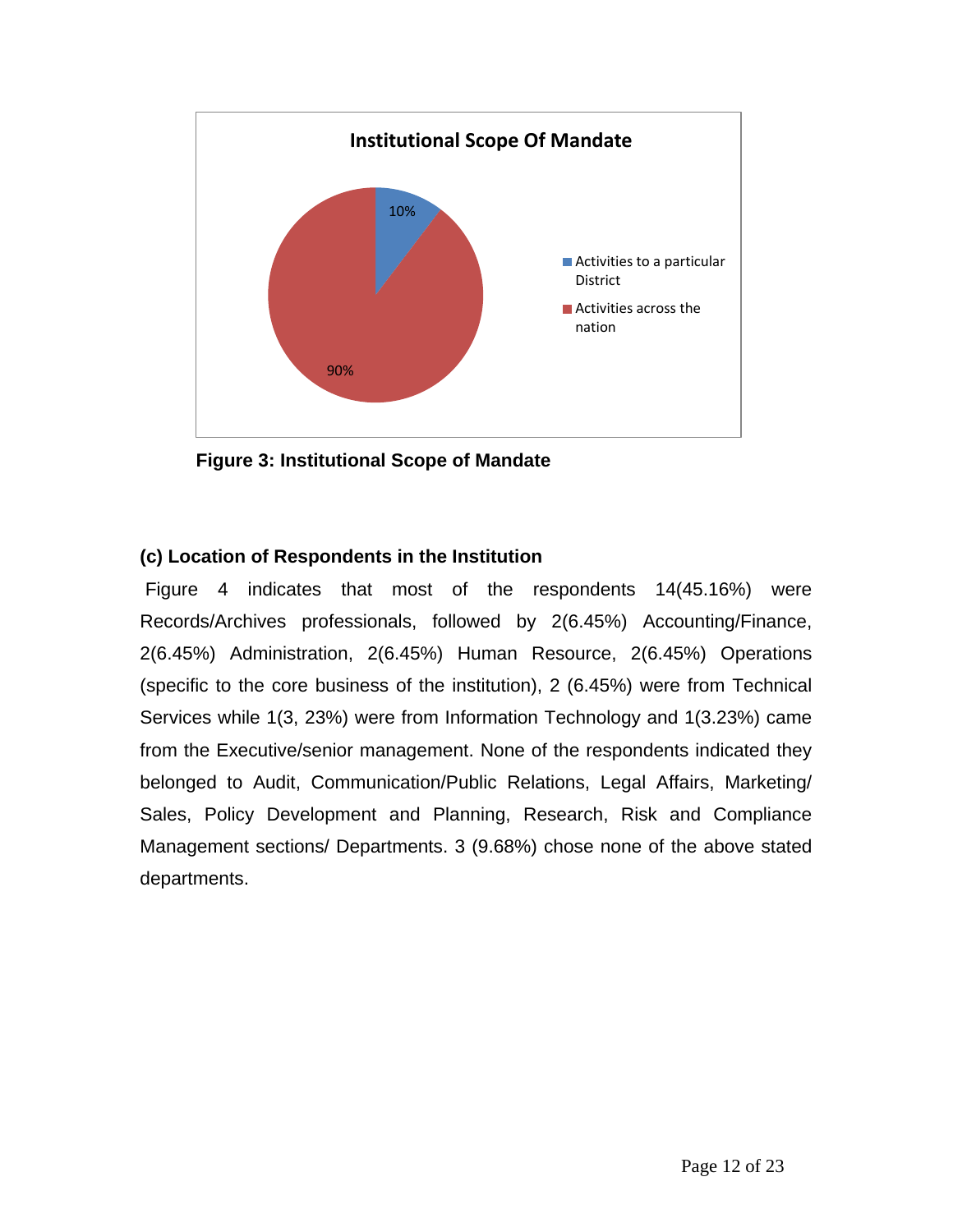**Institutional Scope Of Mandate**

- Activities to a particular District: 10%
- Activities across the nation: 90%

**Figure 3: Institutional Scope of Mandate**

### (c) Location of Respondents in the Institution

Figure 4 indicates that most of the respondents 14(45.16%) were Records/Archives professionals, followed by 2(6.45%) Accounting/Finance, 2(6.45%) Administration, 2(6.45%) Human Resource, 2(6.45%) Operations (specific to the core business of the institution), 2 (6.45%) were from Technical Services while 1(3, 23%) were from Information Technology and 1(3.23%) came from the Executive/senior management. None of the respondents indicated they belonged to Audit, Communication/Public Relations, Legal Affairs, Marketing/ Sales, Policy Development and Planning, Research, Risk and Compliance Management sections/ Departments. 3 (9.68%) chose none of the above stated departments.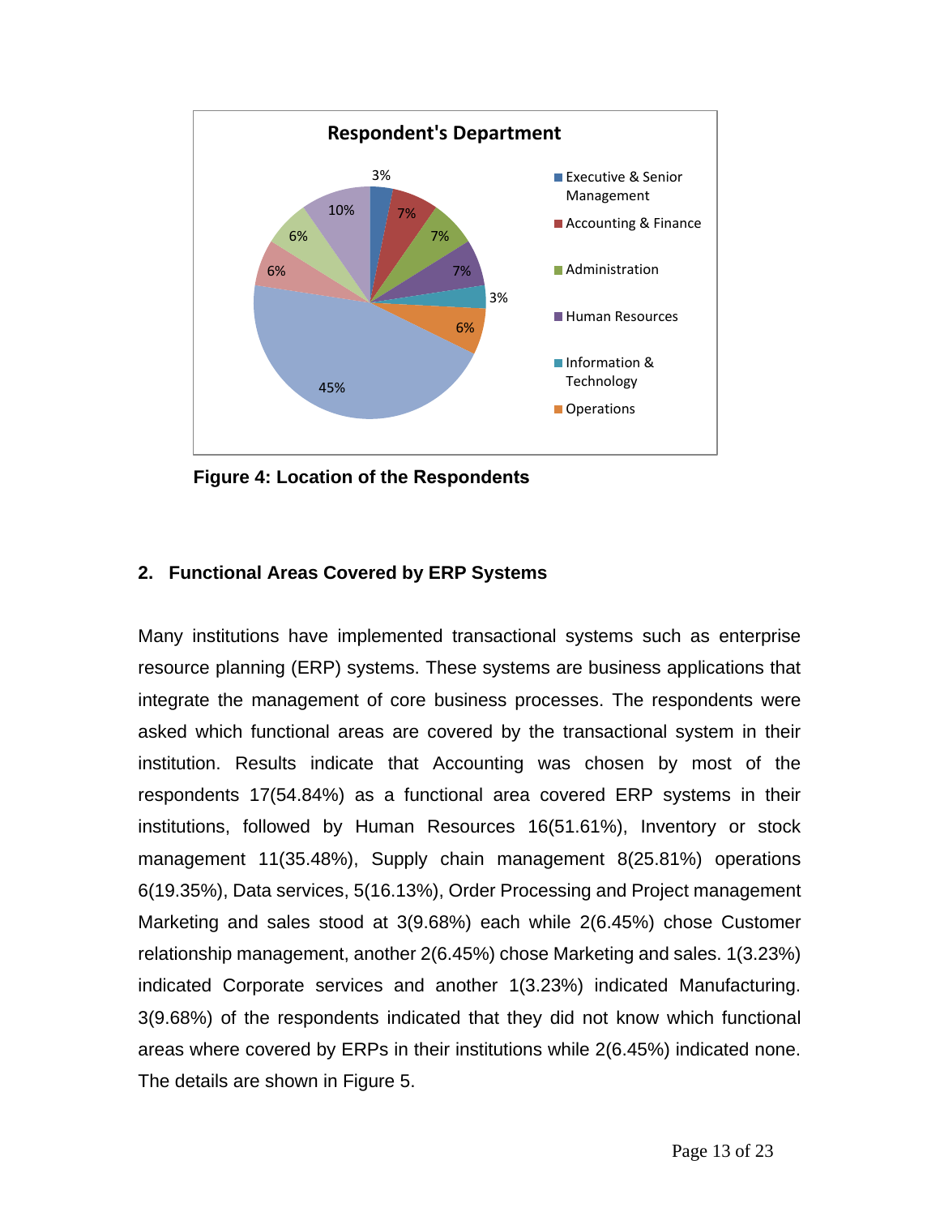**Figure 4: Location of the Respondents**

## 2. Functional Areas Covered by ERP Systems

Many institutions have implemented transactional systems such as enterprise resource planning (ERP) systems. These systems are business applications that integrate the management of core business processes. The respondents were asked which functional areas are covered by the transactional system in their institution. Results indicate that Accounting was chosen by most of the respondents 17(54.84%) as a functional area covered ERP systems in their institutions, followed by Human Resources 16(51.61%), Inventory or stock management 11(35.48%), Supply chain management 8(25.81%) operations 6(19.35%), Data services, 5(16.13%), Order Processing and Project management Marketing and sales stood at 3(9.68%) each while 2(6.45%) chose Customer relationship management, another 2(6.45%) chose Marketing and sales. 1(3.23%) indicated Corporate services and another 1(3.23%) indicated Manufacturing. 3(9.68%) of the respondents indicated that they did not know which functional areas where covered by ERPs in their institutions while 2(6.45%) indicated none. The details are shown in Figure 5.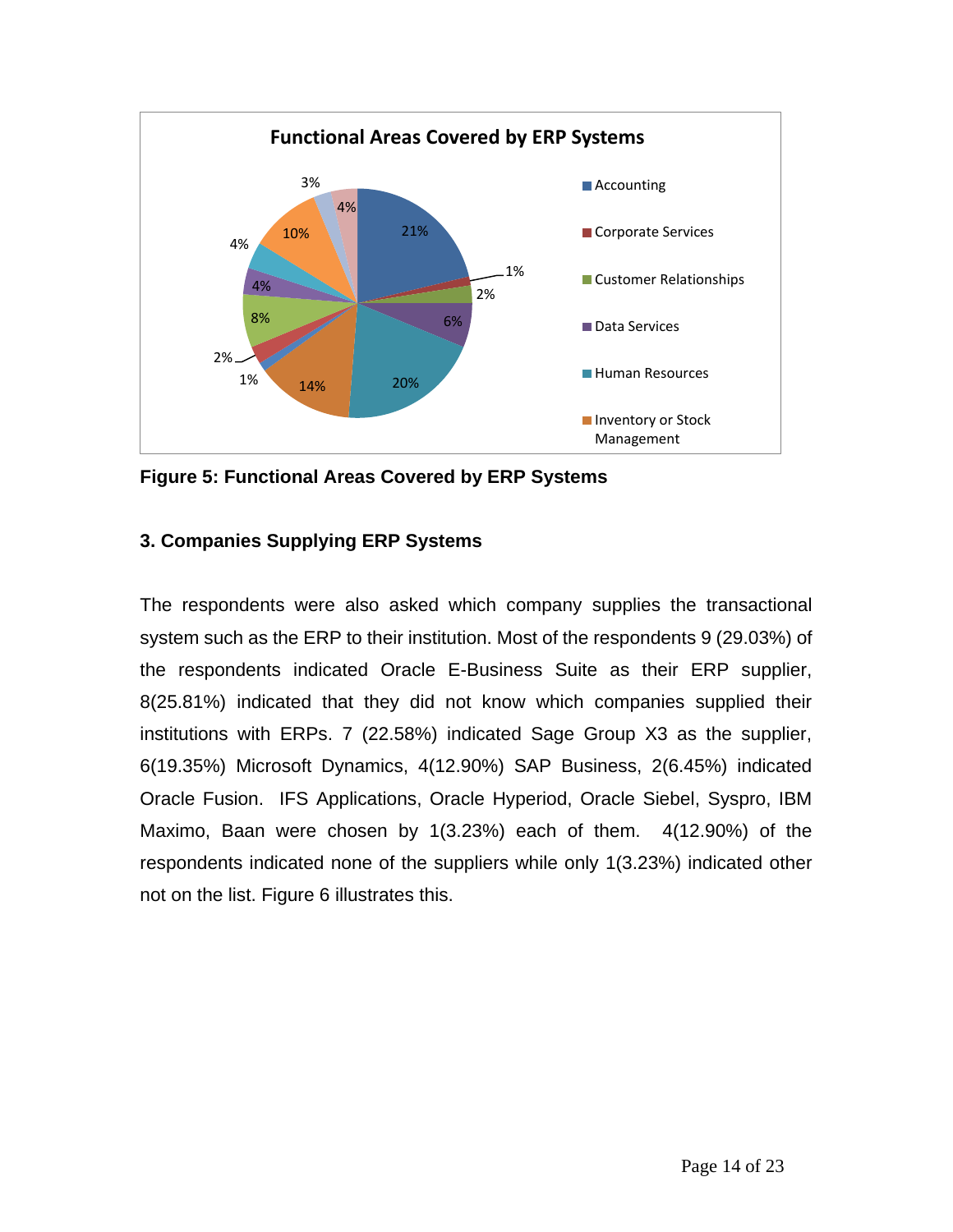**Figure 5: Functional Areas Covered by ERP Systems**

### 3. Companies Supplying ERP Systems

The respondents were also asked which company supplies the transactional system such as the ERP to their institution. Most of the respondents 9 (29.03%) of the respondents indicated Oracle E-Business Suite as their ERP supplier, 8(25.81%) indicated that they did not know which companies supplied their institutions with ERPs. 7 (22.58%) indicated Sage Group X3 as the supplier, 6(19.35%) Microsoft Dynamics, 4(12.90%) SAP Business, 2(6.45%) indicated Oracle Fusion. IFS Applications, Oracle Hyperiod, Oracle Siebel, Syspro, IBM Maximo, Baan were chosen by 1(3.23%) each of them. 4(12.90%) of the respondents indicated none of the suppliers while only 1(3.23%) indicated other not on the list. Figure 6 illustrates this.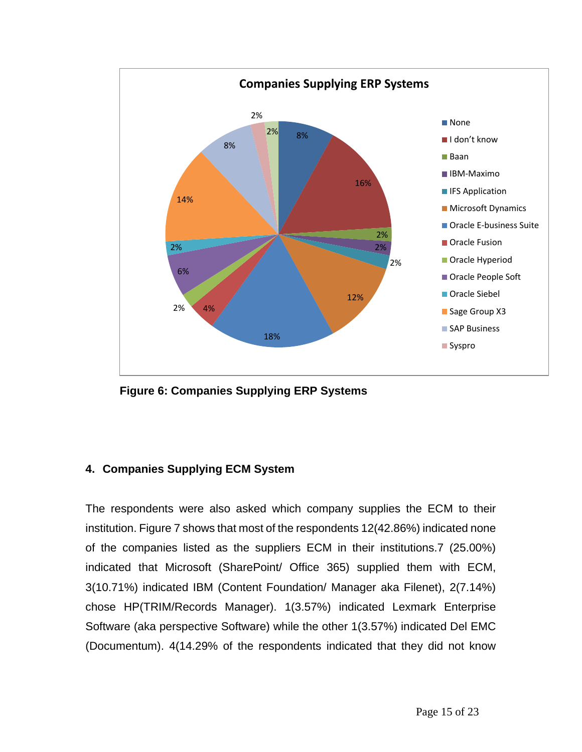Figure 6: Companies Supplying ERP Systems

## 4. Companies Supplying ECM System

The respondents were also asked which company supplies the ECM to their institution. Figure 7 shows that most of the respondents 12(42.86%) indicated none of the companies listed as the suppliers ECM in their institutions.7 (25.00%) indicated that Microsoft (SharePoint/ Office 365) supplied them with ECM, 3(10.71%) indicated IBM (Content Foundation/ Manager aka Filenet), 2(7.14%) chose HP(TRIM/Records Manager). 1(3.57%) indicated Lexmark Enterprise Software (aka perspective Software) while the other 1(3.57%) indicated Del EMC (Documentum). 4(14.29% of the respondents indicated that they did not know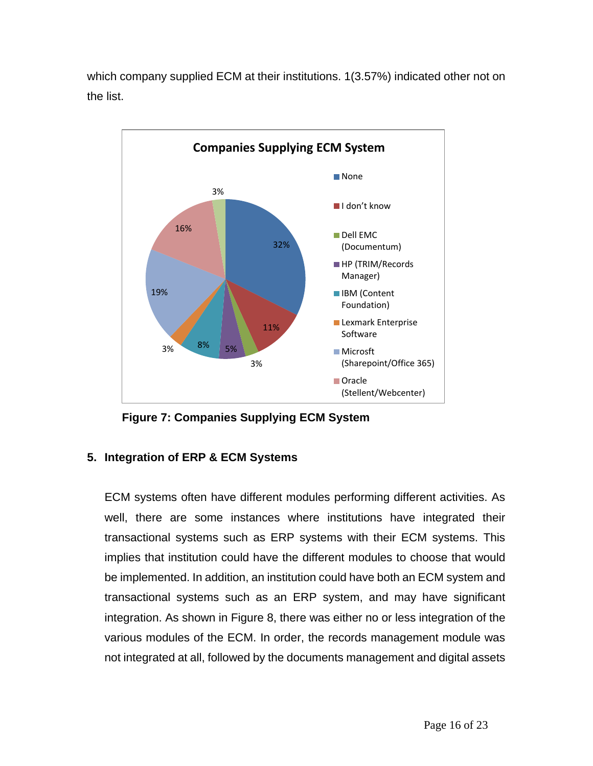which company supplied ECM at their institutions. 1(3.57%) indicated other not on the list.

**Figure 7: Companies Supplying ECM System**

## 5. Integration of ERP & ECM Systems

ECM systems often have different modules performing different activities. As well, there are some instances where institutions have integrated their transactional systems such as ERP systems with their ECM systems. This implies that institution could have the different modules to choose that would be implemented. In addition, an institution could have both an ECM system and transactional systems such as an ERP system, and may have significant integration. As shown in Figure 8, there was either no or less integration of the various modules of the ECM. In order, the records management module was not integrated at all, followed by the documents management and digital assets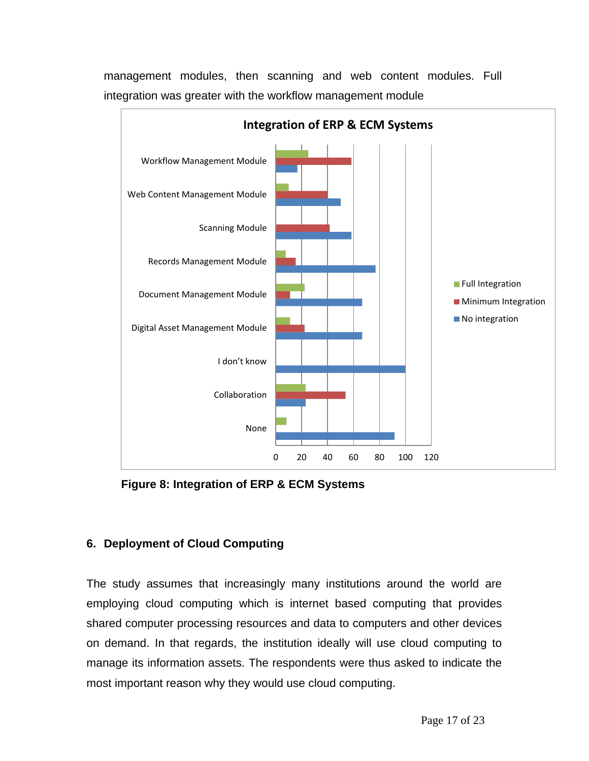management modules, then scanning and web content modules. Full integration was greater with the workflow management module

**Figure 8: Integration of ERP & ECM Systems**

## 6. Deployment of Cloud Computing

The study assumes that increasingly many institutions around the world are employing cloud computing which is internet based computing that provides shared computer processing resources and data to computers and other devices on demand. In that regards, the institution ideally will use cloud computing to manage its information assets. The respondents were thus asked to indicate the most important reason why they would use cloud computing.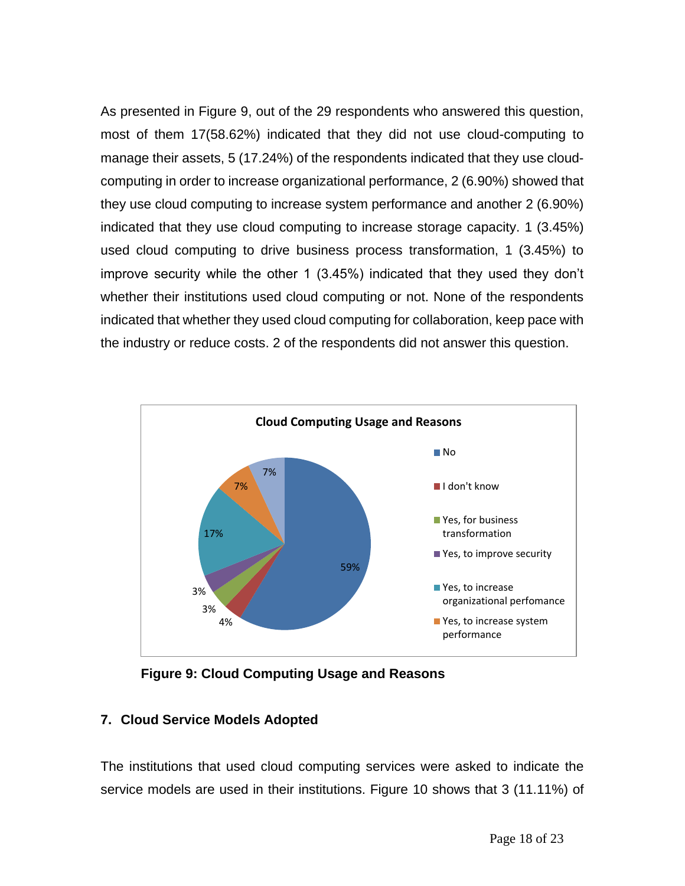As presented in Figure 9, out of the 29 respondents who answered this question, most of them 17(58.62%) indicated that they did not use cloud-computing to manage their assets, 5 (17.24%) of the respondents indicated that they use cloud-computing in order to increase organizational performance, 2 (6.90%) showed that they use cloud computing to increase system performance and another 2 (6.90%) indicated that they use cloud computing to increase storage capacity. 1 (3.45%) used cloud computing to drive business process transformation, 1 (3.45%) to improve security while the other 1 (3.45%) indicated that they used they don't whether their institutions used cloud computing or not. None of the respondents indicated that whether they used cloud computing for collaboration, keep pace with the industry or reduce costs. 2 of the respondents did not answer this question.

**Cloud Computing Usage and Reasons**

| Category | Percentage |
| --- | --- |
| No | 59% |
| I don't know | 4% |
| Yes, for business transformation | 3% |
| Yes, to improve security | 3% |
| Yes, to increase organizational perfomance | 17% |
| Yes, to increase system performance | 7% |
| (unlabeled) | 7% |

**Figure 9: Cloud Computing Usage and Reasons**

## 7. Cloud Service Models Adopted

The institutions that used cloud computing services were asked to indicate the service models are used in their institutions. Figure 10 shows that 3 (11.11%) of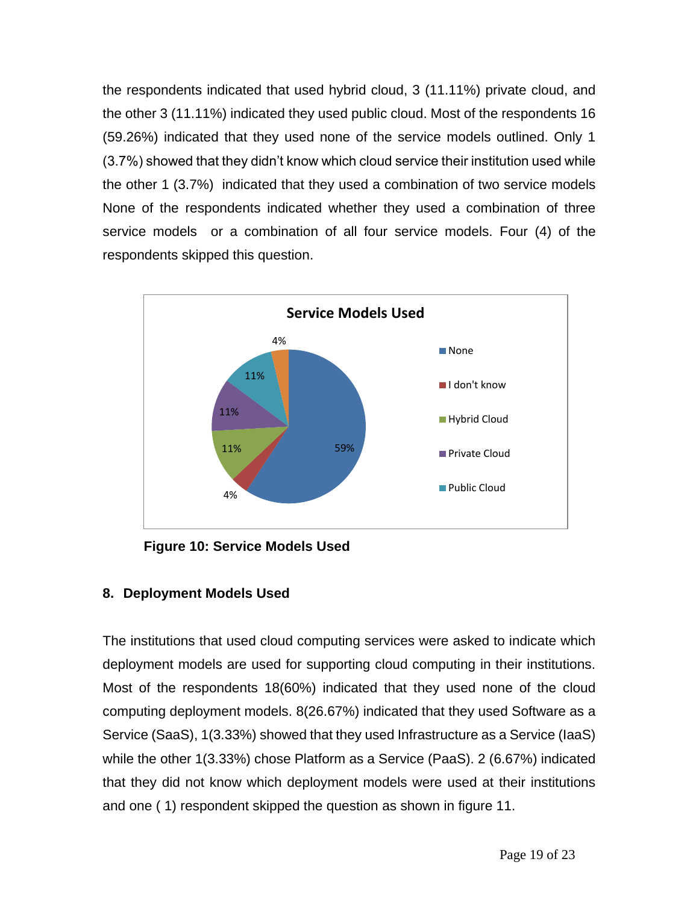the respondents indicated that used hybrid cloud, 3 (11.11%) private cloud, and the other 3 (11.11%) indicated they used public cloud. Most of the respondents 16 (59.26%) indicated that they used none of the service models outlined. Only 1 (3.7%) showed that they didn't know which cloud service their institution used while the other 1 (3.7%) indicated that they used a combination of two service models None of the respondents indicated whether they used a combination of three service models or a combination of all four service models. Four (4) of the respondents skipped this question.

**Figure 10: Service Models Used**

## 8. Deployment Models Used

The institutions that used cloud computing services were asked to indicate which deployment models are used for supporting cloud computing in their institutions. Most of the respondents 18(60%) indicated that they used none of the cloud computing deployment models. 8(26.67%) indicated that they used Software as a Service (SaaS), 1(3.33%) showed that they used Infrastructure as a Service (IaaS) while the other 1(3.33%) chose Platform as a Service (PaaS). 2 (6.67%) indicated that they did not know which deployment models were used at their institutions and one ( 1) respondent skipped the question as shown in figure 11.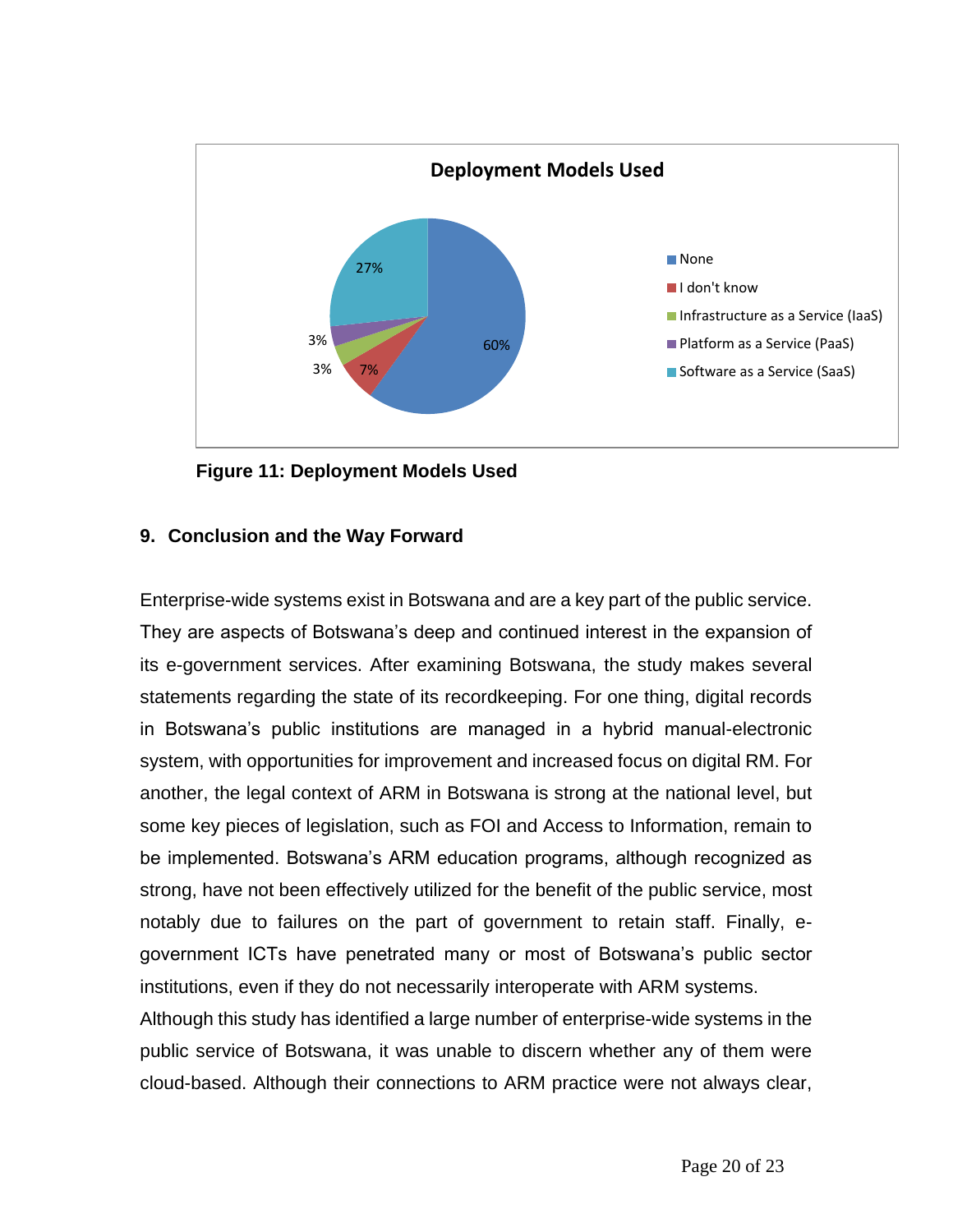Figure 11: Deployment Models Used

## 9. Conclusion and the Way Forward

Enterprise-wide systems exist in Botswana and are a key part of the public service. They are aspects of Botswana's deep and continued interest in the expansion of its e-government services. After examining Botswana, the study makes several statements regarding the state of its recordkeeping. For one thing, digital records in Botswana's public institutions are managed in a hybrid manual-electronic system, with opportunities for improvement and increased focus on digital RM. For another, the legal context of ARM in Botswana is strong at the national level, but some key pieces of legislation, such as FOI and Access to Information, remain to be implemented. Botswana's ARM education programs, although recognized as strong, have not been effectively utilized for the benefit of the public service, most notably due to failures on the part of government to retain staff. Finally, e-government ICTs have penetrated many or most of Botswana's public sector institutions, even if they do not necessarily interoperate with ARM systems.

Although this study has identified a large number of enterprise-wide systems in the public service of Botswana, it was unable to discern whether any of them were cloud-based. Although their connections to ARM practice were not always clear,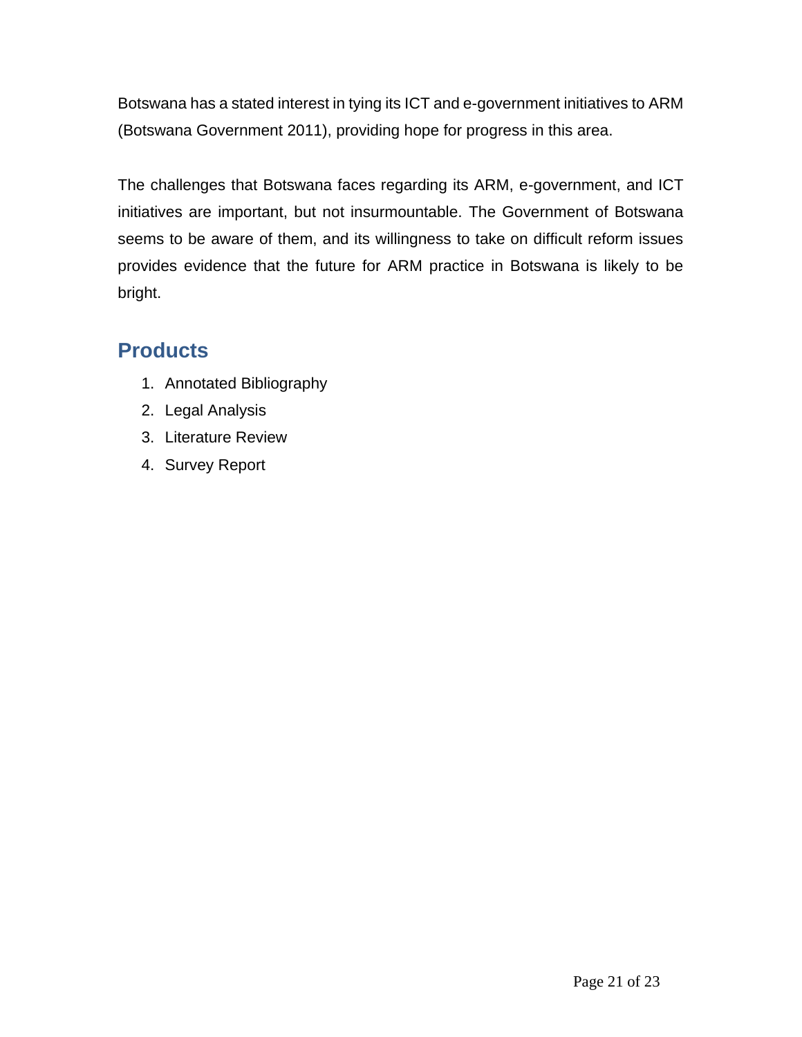Botswana has a stated interest in tying its ICT and e-government initiatives to ARM (Botswana Government 2011), providing hope for progress in this area.

The challenges that Botswana faces regarding its ARM, e-government, and ICT initiatives are important, but not insurmountable. The Government of Botswana seems to be aware of them, and its willingness to take on difficult reform issues provides evidence that the future for ARM practice in Botswana is likely to be bright.

## Products

1. Annotated Bibliography
2. Legal Analysis
3. Literature Review
4. Survey Report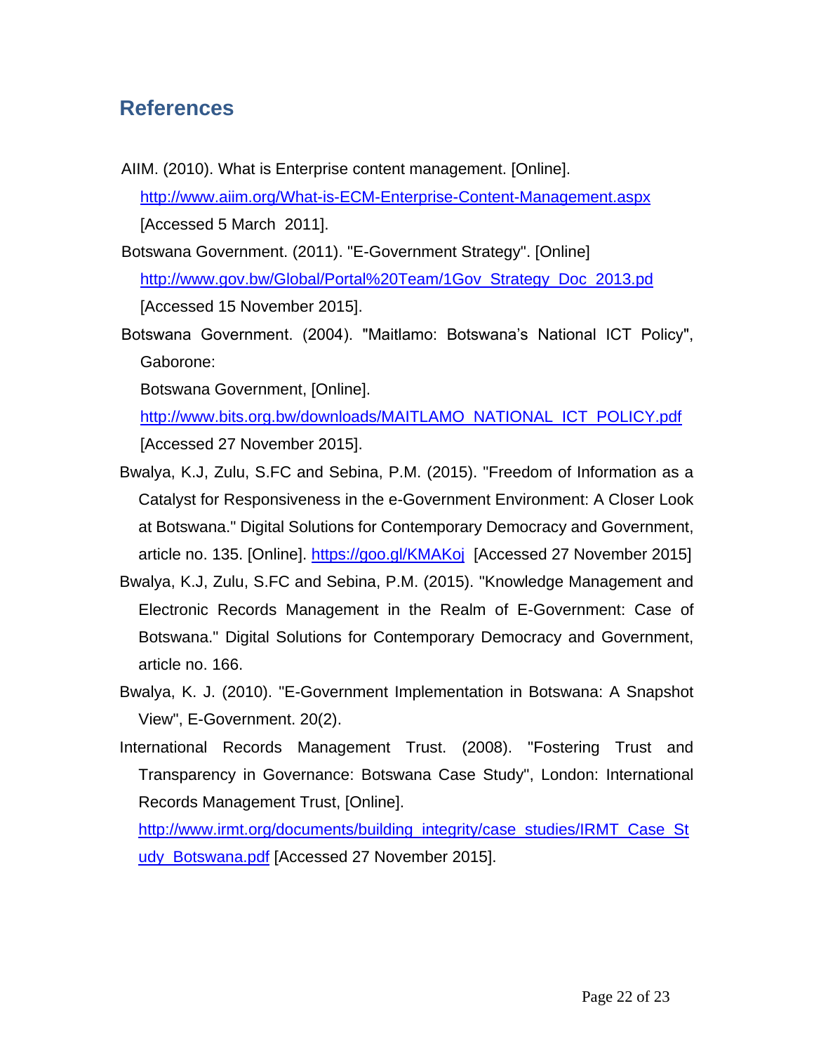## References

AIIM. (2010). What is Enterprise content management. [Online]. http://www.aiim.org/What-is-ECM-Enterprise-Content-Management.aspx [Accessed 5 March 2011].

Botswana Government. (2011). "E-Government Strategy". [Online] http://www.gov.bw/Global/Portal%20Team/1Gov_Strategy_Doc_2013.pd [Accessed 15 November 2015].

Botswana Government. (2004). "Maitlamo: Botswana's National ICT Policy", Gaborone:
Botswana Government, [Online].
http://www.bits.org.bw/downloads/MAITLAMO_NATIONAL_ICT_POLICY.pdf [Accessed 27 November 2015].

Bwalya, K.J, Zulu, S.FC and Sebina, P.M. (2015). "Freedom of Information as a Catalyst for Responsiveness in the e-Government Environment: A Closer Look at Botswana." Digital Solutions for Contemporary Democracy and Government, article no. 135. [Online]. https://goo.gl/KMAKoj [Accessed 27 November 2015]

Bwalya, K.J, Zulu, S.FC and Sebina, P.M. (2015). "Knowledge Management and Electronic Records Management in the Realm of E-Government: Case of Botswana." Digital Solutions for Contemporary Democracy and Government, article no. 166.

Bwalya, K. J. (2010). "E-Government Implementation in Botswana: A Snapshot View", E-Government. 20(2).

International Records Management Trust. (2008). "Fostering Trust and Transparency in Governance: Botswana Case Study", London: International Records Management Trust, [Online].
http://www.irmt.org/documents/building_integrity/case_studies/IRMT_Case_Study_Botswana.pdf [Accessed 27 November 2015].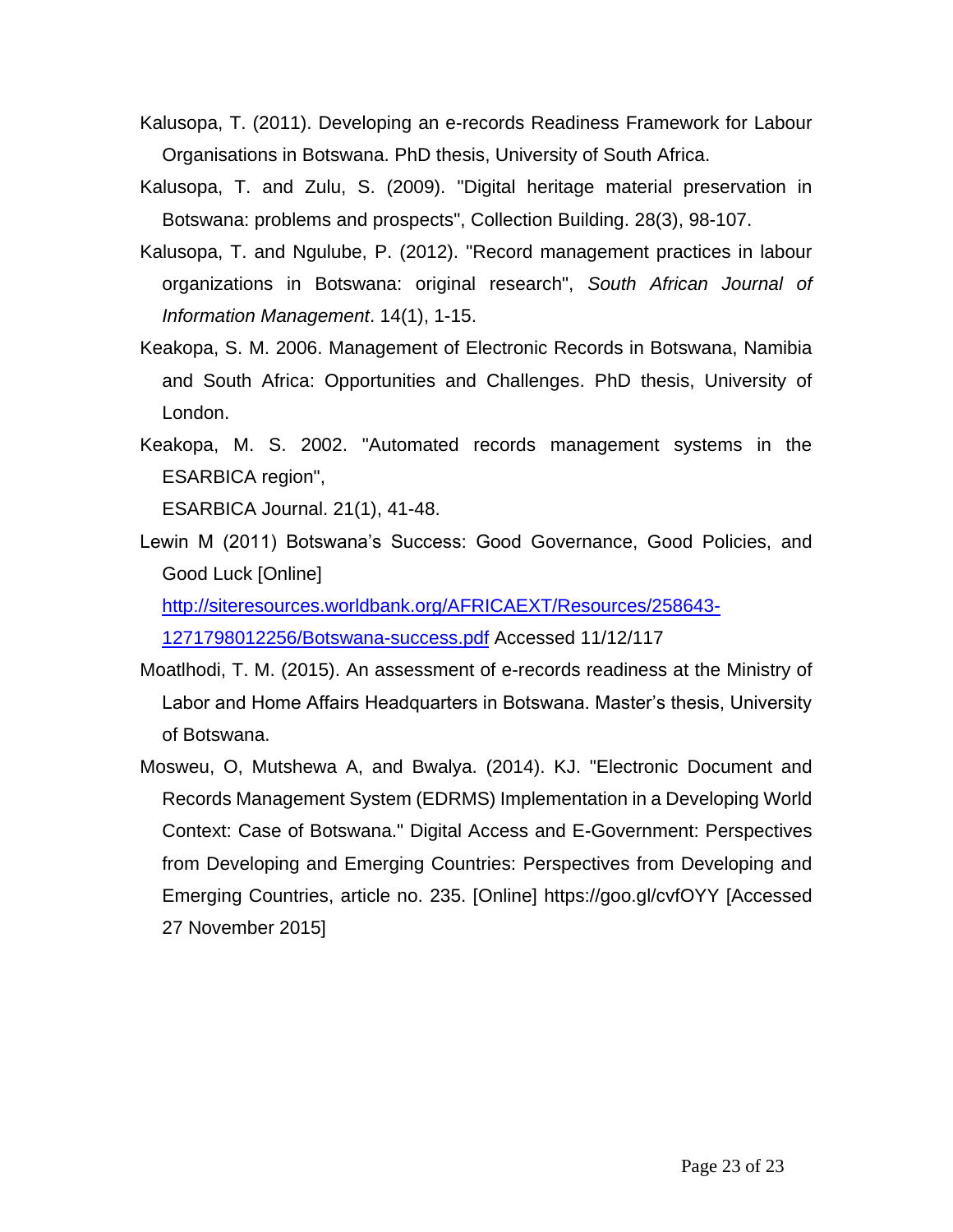Kalusopa, T. (2011). Developing an e-records Readiness Framework for Labour Organisations in Botswana. PhD thesis, University of South Africa.

Kalusopa, T. and Zulu, S. (2009). "Digital heritage material preservation in Botswana: problems and prospects", Collection Building. 28(3), 98-107.

Kalusopa, T. and Ngulube, P. (2012). "Record management practices in labour organizations in Botswana: original research", *South African Journal of Information Management*. 14(1), 1-15.

Keakopa, S. M. 2006. Management of Electronic Records in Botswana, Namibia and South Africa: Opportunities and Challenges. PhD thesis, University of London.

Keakopa, M. S. 2002. "Automated records management systems in the ESARBICA region",

ESARBICA Journal. 21(1), 41-48.

Lewin M (2011) Botswana's Success: Good Governance, Good Policies, and Good Luck [Online]

[http://siteresources.worldbank.org/AFRICAEXT/Resources/258643-1271798012256/Botswana-success.pdf](http://siteresources.worldbank.org/AFRICAEXT/Resources/258643-1271798012256/Botswana-success.pdf) Accessed 11/12/117

Moatlhodi, T. M. (2015). An assessment of e-records readiness at the Ministry of Labor and Home Affairs Headquarters in Botswana. Master's thesis, University of Botswana.

Mosweu, O, Mutshewa A, and Bwalya. (2014). KJ. "Electronic Document and Records Management System (EDRMS) Implementation in a Developing World Context: Case of Botswana." Digital Access and E-Government: Perspectives from Developing and Emerging Countries: Perspectives from Developing and Emerging Countries, article no. 235. [Online] https://goo.gl/cvfOYY [Accessed 27 November 2015]